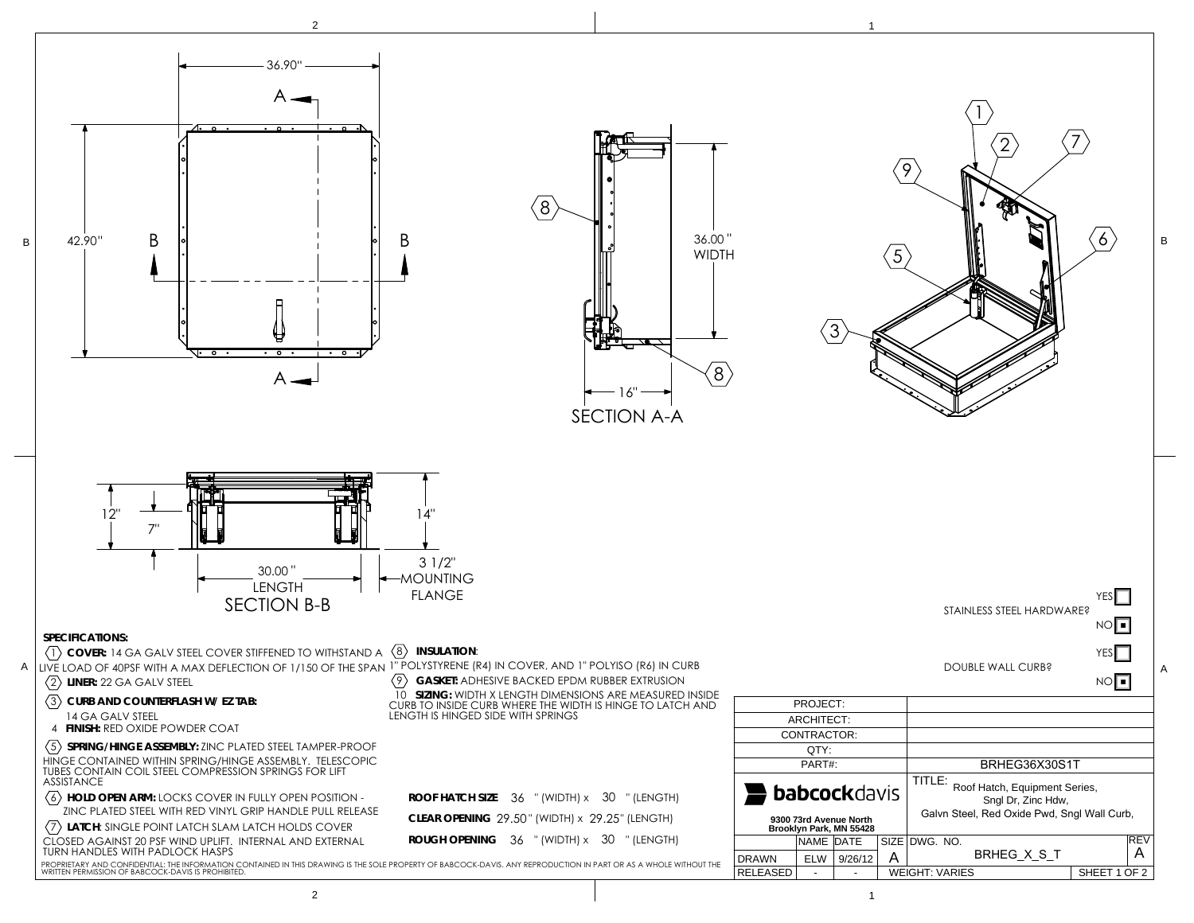36.90"

42.90"

A — A

B — B

SECTION A-A

16"

36.00" WIDTH

SECTION B-B

12"

7"

14"

30.00" LENGTH

3 1/2" MOUNTING FLANGE

STAINLESS STEEL HARDWARE? YES ☐ NO ■

DOUBLE WALL CURB? YES ☐ NO ■

**SPECIFICATIONS:**

1. **COVER:** 14 GA GALV STEEL COVER STIFFENED TO WITHSTAND A LIVE LOAD OF 40PSF WITH A MAX DEFLECTION OF 1/150 OF THE SPAN
2. **LINER:** 22 GA GALV STEEL
3. **CURB AND COUNTERFLASH W/ EZ TAB:** 14 GA GALV STEEL
4. **FINISH:** RED OXIDE POWDER COAT
5. **SPRING/HINGE ASSEMBLY:** ZINC PLATED STEEL TAMPER-PROOF HINGE CONTAINED WITHIN SPRING/HINGE ASSEMBLY. TELESCOPIC TUBES CONTAIN COIL STEEL COMPRESSION SPRINGS FOR LIFT ASSISTANCE
6. **HOLD OPEN ARM:** LOCKS COVER IN FULLY OPEN POSITION - ZINC PLATED STEEL WITH RED VINYL GRIP HANDLE PULL RELEASE
7. **LATCH:** SINGLE POINT LATCH SLAM LATCH HOLDS COVER CLOSED AGAINST 20 PSF WIND UPLIFT. INTERNAL AND EXTERNAL TURN HANDLES WITH PADLOCK HASPS
8. **INSULATION:** 1" POLYSTYRENE (R4) IN COVER, AND 1" POLYISO (R6) IN CURB
9. **GASKET:** ADHESIVE BACKED EPDM RUBBER EXTRUSION
10. **SIZING:** WIDTH X LENGTH DIMENSIONS ARE MEASURED INSIDE CURB TO INSIDE CURB WHERE THE WIDTH IS HINGE TO LATCH AND LENGTH IS HINGED SIDE WITH SPRINGS

**ROOF HATCH SIZE** 36 " (WIDTH) x 30 " (LENGTH)

**CLEAR OPENING** 29.50" (WIDTH) x 29.25" (LENGTH)

**ROUGH OPENING** 36 " (WIDTH) x 30 " (LENGTH)

PROPRIETARY AND CONFIDENTIAL: THE INFORMATION CONTAINED IN THIS DRAWING IS THE SOLE PROPERTY OF BABCOCK-DAVIS. ANY REPRODUCTION IN PART OR AS A WHOLE WITHOUT THE WRITTEN PERMISSION OF BABCOCK-DAVIS IS PROHIBITED.

| | |
|---|---|
| PROJECT: | |
| ARCHITECT: | |
| CONTRACTOR: | |
| QTY: | |
| PART#: | BRHEG36X30S1T |

**babcock**davis
9300 73rd Avenue North
Brooklyn Park, MN 55428

TITLE: Roof Hatch, Equipment Series, Sngl Dr, Zinc Hdw, Galvn Steel, Red Oxide Pwd, Sngl Wall Curb,

| | NAME | DATE | SIZE | DWG. NO. | REV |
|---|---|---|---|---|---|
| DRAWN | ELW | 9/26/12 | A | BRHEG_X_S_T | A |
| RELEASED | - | - | WEIGHT: VARIES | SHEET 1 OF 2 | |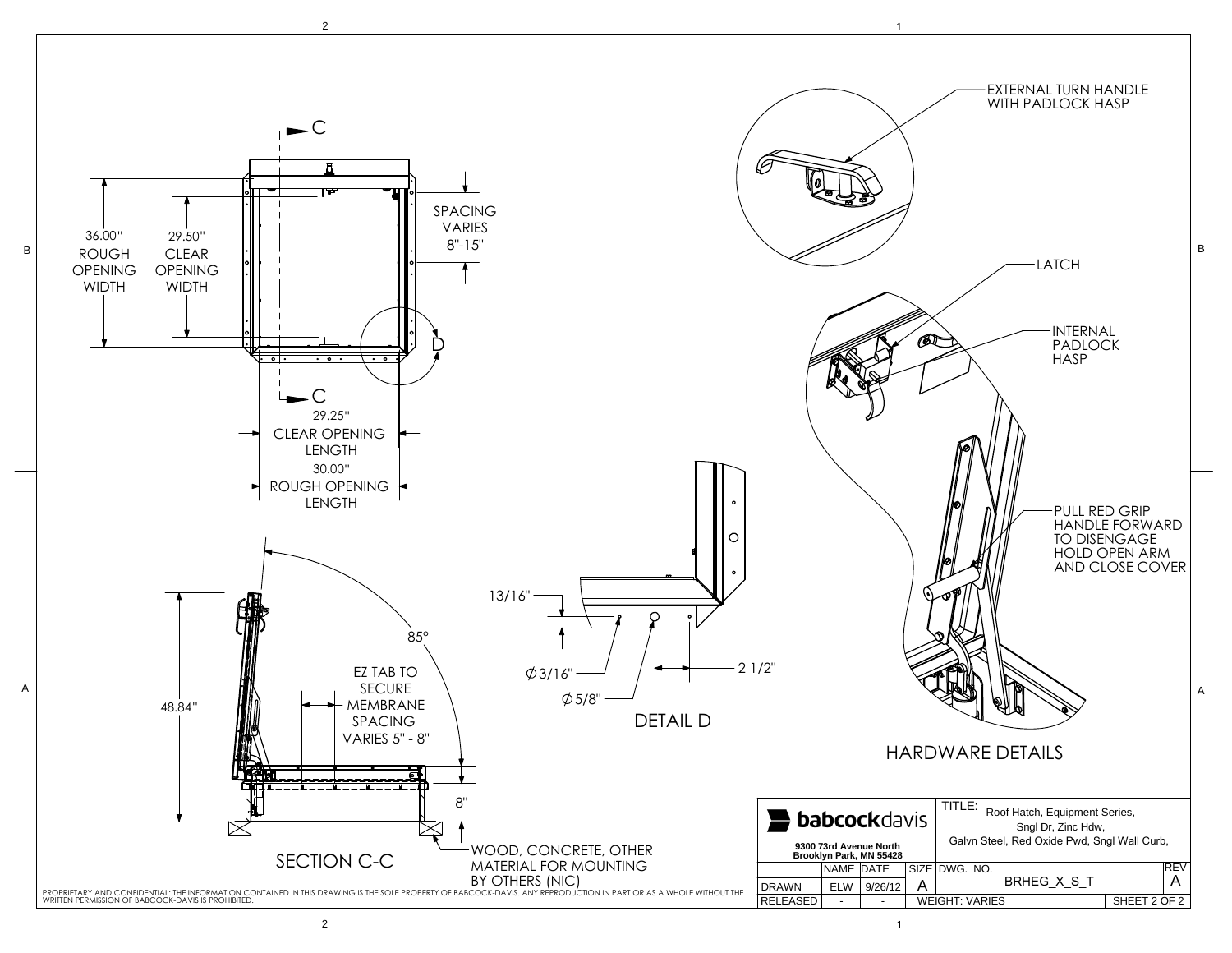C

36.00" ROUGH OPENING WIDTH

29.50" CLEAR OPENING WIDTH

SPACING VARIES 8"-15"

D

C

29.25" CLEAR OPENING LENGTH

30.00" ROUGH OPENING LENGTH

48.84"

85°

EZ TAB TO SECURE MEMBRANE SPACING VARIES 5" - 8"

8"

WOOD, CONCRETE, OTHER MATERIAL FOR MOUNTING BY OTHERS (NIC)

SECTION C-C

13/16"

Ø3/16"

Ø5/8"

2 1/2"

DETAIL D

EXTERNAL TURN HANDLE WITH PADLOCK HASP

LATCH

INTERNAL PADLOCK HASP

PULL RED GRIP HANDLE FORWARD TO DISENGAGE HOLD OPEN ARM AND CLOSE COVER

HARDWARE DETAILS

PROPRIETARY AND CONFIDENTIAL: THE INFORMATION CONTAINED IN THIS DRAWING IS THE SOLE PROPERTY OF BABCOCK-DAVIS. ANY REPRODUCTION IN PART OR AS A WHOLE WITHOUT THE WRITTEN PERMISSION OF BABCOCK-DAVIS IS PROHIBITED.

**babcockdavis**
9300 73rd Avenue North
Brooklyn Park, MN 55428

TITLE: Roof Hatch, Equipment Series, Sngl Dr, Zinc Hdw, Galvn Steel, Red Oxide Pwd, Sngl Wall Curb,

| | NAME | DATE | SIZE | DWG. NO. | REV |
|---|---|---|---|---|---|
| DRAWN | ELW | 9/26/12 | A | BRHEG_X_S_T | A |
| RELEASED | - | - | WEIGHT: VARIES | SHEET 2 OF 2 | |